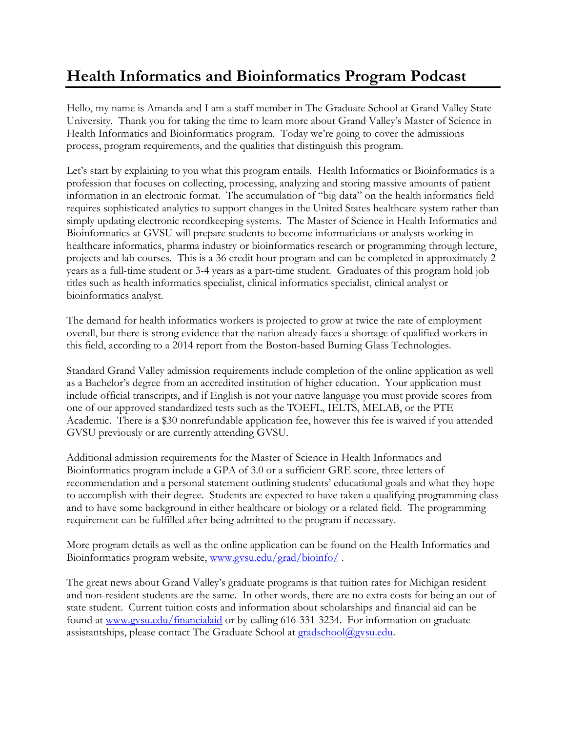# Health Informatics and Bioinformatics Program Podcast

Hello, my name is Amanda and I am a staff member in The Graduate School at Grand Valley State University. Thank you for taking the time to learn more about Grand Valley's Master of Science in Health Informatics and Bioinformatics program. Today we're going to cover the admissions process, program requirements, and the qualities that distinguish this program.

Let's start by explaining to you what this program entails. Health Informatics or Bioinformatics is a profession that focuses on collecting, processing, analyzing and storing massive amounts of patient information in an electronic format. The accumulation of "big data" on the health informatics field requires sophisticated analytics to support changes in the United States healthcare system rather than simply updating electronic recordkeeping systems. The Master of Science in Health Informatics and Bioinformatics at GVSU will prepare students to become informaticians or analysts working in healthcare informatics, pharma industry or bioinformatics research or programming through lecture, projects and lab courses. This is a 36 credit hour program and can be completed in approximately 2 years as a full-time student or 3-4 years as a part-time student. Graduates of this program hold job titles such as health informatics specialist, clinical informatics specialist, clinical analyst or bioinformatics analyst.

The demand for health informatics workers is projected to grow at twice the rate of employment overall, but there is strong evidence that the nation already faces a shortage of qualified workers in this field, according to a 2014 report from the Boston-based Burning Glass Technologies.

Standard Grand Valley admission requirements include completion of the online application as well as a Bachelor's degree from an accredited institution of higher education. Your application must include official transcripts, and if English is not your native language you must provide scores from one of our approved standardized tests such as the TOEFL, IELTS, MELAB, or the PTE Academic. There is a $30 nonrefundable application fee, however this fee is waived if you attended GVSU previously or are currently attending GVSU.

Additional admission requirements for the Master of Science in Health Informatics and Bioinformatics program include a GPA of 3.0 or a sufficient GRE score, three letters of recommendation and a personal statement outlining students' educational goals and what they hope to accomplish with their degree. Students are expected to have taken a qualifying programming class and to have some background in either healthcare or biology or a related field. The programming requirement can be fulfilled after being admitted to the program if necessary.

More program details as well as the online application can be found on the Health Informatics and Bioinformatics program website, [www.gvsu.edu/grad/bioinfo/](www.gvsu.edu/grad/bioinfo/) .

The great news about Grand Valley's graduate programs is that tuition rates for Michigan resident and non-resident students are the same. In other words, there are no extra costs for being an out of state student. Current tuition costs and information about scholarships and financial aid can be found at [www.gvsu.edu/financialaid](www.gvsu.edu/financialaid) or by calling 616-331-3234. For information on graduate assistantships, please contact The Graduate School at [gradschool@gvsu.edu](mailto:gradschool@gvsu.edu).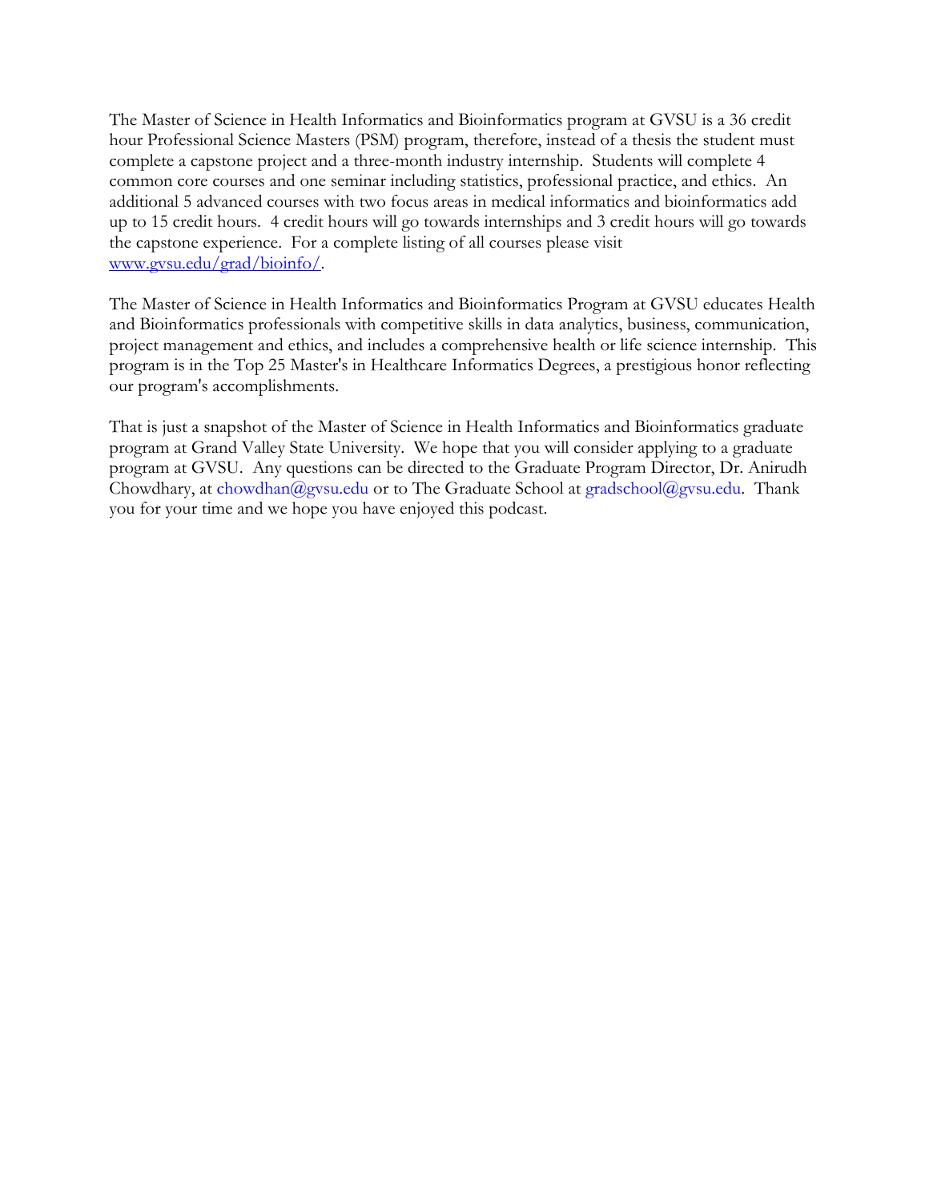The Master of Science in Health Informatics and Bioinformatics program at GVSU is a 36 credit hour Professional Science Masters (PSM) program, therefore, instead of a thesis the student must complete a capstone project and a three-month industry internship. Students will complete 4 common core courses and one seminar including statistics, professional practice, and ethics. An additional 5 advanced courses with two focus areas in medical informatics and bioinformatics add up to 15 credit hours. 4 credit hours will go towards internships and 3 credit hours will go towards the capstone experience. For a complete listing of all courses please visit [www.gvsu.edu/grad/bioinfo/](www.gvsu.edu/grad/bioinfo/).

The Master of Science in Health Informatics and Bioinformatics Program at GVSU educates Health and Bioinformatics professionals with competitive skills in data analytics, business, communication, project management and ethics, and includes a comprehensive health or life science internship. This program is in the Top 25 Master's in Healthcare Informatics Degrees, a prestigious honor reflecting our program's accomplishments.

That is just a snapshot of the Master of Science in Health Informatics and Bioinformatics graduate program at Grand Valley State University. We hope that you will consider applying to a graduate program at GVSU. Any questions can be directed to the Graduate Program Director, Dr. Anirudh Chowdhary, at chowdhan@gvsu.edu or to The Graduate School at gradschool@gvsu.edu. Thank you for your time and we hope you have enjoyed this podcast.